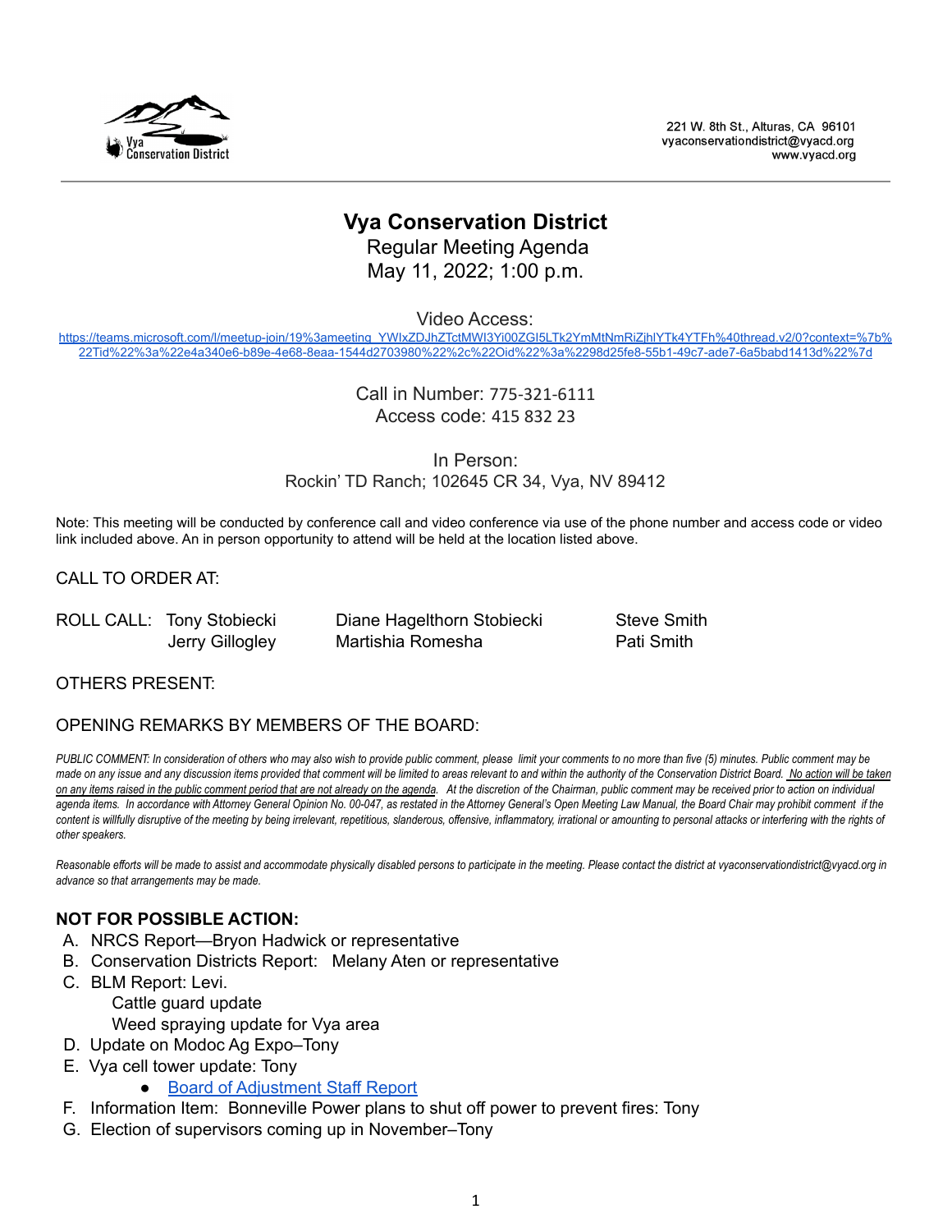221 W. 8th St., Alturas, CA 96101
vyaconservationdistrict@vyacd.org
www.vyacd.org

# Vya Conservation District

Regular Meeting Agenda
May 11, 2022; 1:00 p.m.

Video Access:
https://teams.microsoft.com/l/meetup-join/19%3ameeting_YWIxZDJhZTctMWI3Yi00ZGI5LTk2YmMtNmRiZjhlYTk4YTFh%40thread.v2/0?context=%7b%22Tid%22%3a%22e4a340e6-b89e-4e68-8eaa-1544d2703980%22%2c%22Oid%22%3a%2298d25fe8-55b1-49c7-ade7-6a5babd1413d%22%7d

Call in Number: 775-321-6111
Access code: 415 832 23

In Person:
Rockin' TD Ranch; 102645 CR 34, Vya, NV 89412

Note: This meeting will be conducted by conference call and video conference via use of the phone number and access code or video link included above. An in person opportunity to attend will be held at the location listed above.

CALL TO ORDER AT:

ROLL CALL: Tony Stobiecki, Diane Hagelthorn Stobiecki, Steve Smith, Jerry Gillogley, Martishia Romesha, Pati Smith

OTHERS PRESENT:

OPENING REMARKS BY MEMBERS OF THE BOARD:

*PUBLIC COMMENT: In consideration of others who may also wish to provide public comment, please limit your comments to no more than five (5) minutes. Public comment may be made on any issue and any discussion items provided that comment will be limited to areas relevant to and within the authority of the Conservation District Board. No action will be taken on any items raised in the public comment period that are not already on the agenda. At the discretion of the Chairman, public comment may be received prior to action on individual agenda items. In accordance with Attorney General Opinion No. 00-047, as restated in the Attorney General's Open Meeting Law Manual, the Board Chair may prohibit comment if the content is willfully disruptive of the meeting by being irrelevant, repetitious, slanderous, offensive, inflammatory, irrational or amounting to personal attacks or interfering with the rights of other speakers.*

*Reasonable efforts will be made to assist and accommodate physically disabled persons to participate in the meeting. Please contact the district at vyaconservationdistrict@vyacd.org in advance so that arrangements may be made.*

**NOT FOR POSSIBLE ACTION:**

A. NRCS Report—Bryon Hadwick or representative
B. Conservation Districts Report: Melany Aten or representative
C. BLM Report: Levi.
   Cattle guard update
   Weed spraying update for Vya area
D. Update on Modoc Ag Expo–Tony
E. Vya cell tower update: Tony
   - Board of Adjustment Staff Report
F. Information Item: Bonneville Power plans to shut off power to prevent fires: Tony
G. Election of supervisors coming up in November–Tony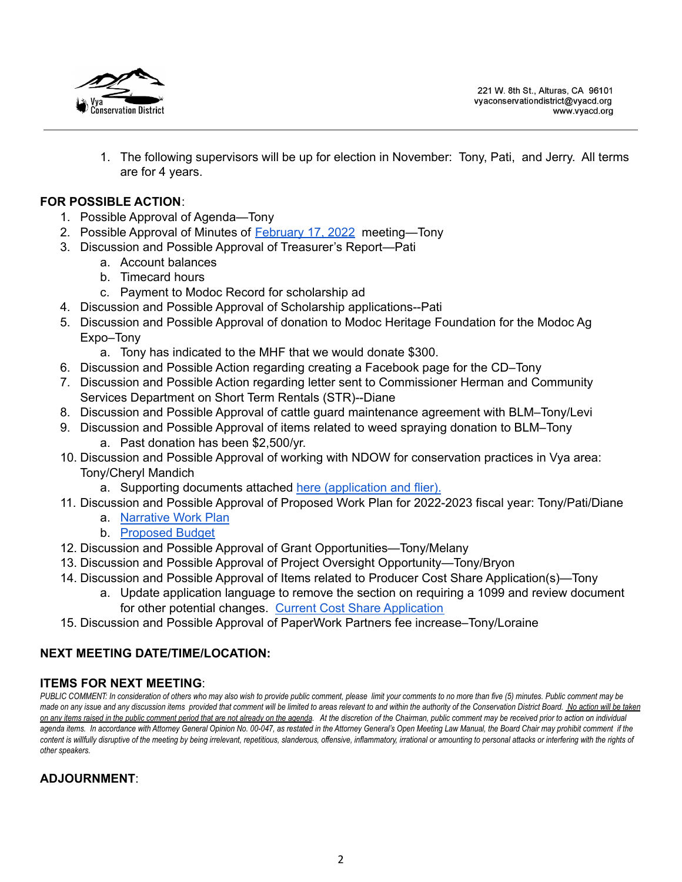1. The following supervisors will be up for election in November: Tony, Pati, and Jerry. All terms are for 4 years.

**FOR POSSIBLE ACTION**:

1. Possible Approval of Agenda—Tony
2. Possible Approval of Minutes of February 17, 2022 meeting—Tony
3. Discussion and Possible Approval of Treasurer's Report—Pati
   a. Account balances
   b. Timecard hours
   c. Payment to Modoc Record for scholarship ad
4. Discussion and Possible Approval of Scholarship applications--Pati
5. Discussion and Possible Approval of donation to Modoc Heritage Foundation for the Modoc Ag Expo–Tony
   a. Tony has indicated to the MHF that we would donate $300.
6. Discussion and Possible Action regarding creating a Facebook page for the CD–Tony
7. Discussion and Possible Action regarding letter sent to Commissioner Herman and Community Services Department on Short Term Rentals (STR)--Diane
8. Discussion and Possible Approval of cattle guard maintenance agreement with BLM–Tony/Levi
9. Discussion and Possible Approval of items related to weed spraying donation to BLM–Tony
   a. Past donation has been $2,500/yr.
10. Discussion and Possible Approval of working with NDOW for conservation practices in Vya area: Tony/Cheryl Mandich
    a. Supporting documents attached here (application and flier).
11. Discussion and Possible Approval of Proposed Work Plan for 2022-2023 fiscal year: Tony/Pati/Diane
    a. Narrative Work Plan
    b. Proposed Budget
12. Discussion and Possible Approval of Grant Opportunities—Tony/Melany
13. Discussion and Possible Approval of Project Oversight Opportunity—Tony/Bryon
14. Discussion and Possible Approval of Items related to Producer Cost Share Application(s)—Tony
    a. Update application language to remove the section on requiring a 1099 and review document for other potential changes. Current Cost Share Application
15. Discussion and Possible Approval of PaperWork Partners fee increase–Tony/Loraine

**NEXT MEETING DATE/TIME/LOCATION:**

**ITEMS FOR NEXT MEETING**:

*PUBLIC COMMENT: In consideration of others who may also wish to provide public comment, please limit your comments to no more than five (5) minutes. Public comment may be made on any issue and any discussion items provided that comment will be limited to areas relevant to and within the authority of the Conservation District Board. No action will be taken on any items raised in the public comment period that are not already on the agenda. At the discretion of the Chairman, public comment may be received prior to action on individual agenda items. In accordance with Attorney General Opinion No. 00-047, as restated in the Attorney General's Open Meeting Law Manual, the Board Chair may prohibit comment if the content is willfully disruptive of the meeting by being irrelevant, repetitious, slanderous, offensive, inflammatory, irrational or amounting to personal attacks or interfering with the rights of other speakers.*

**ADJOURNMENT**: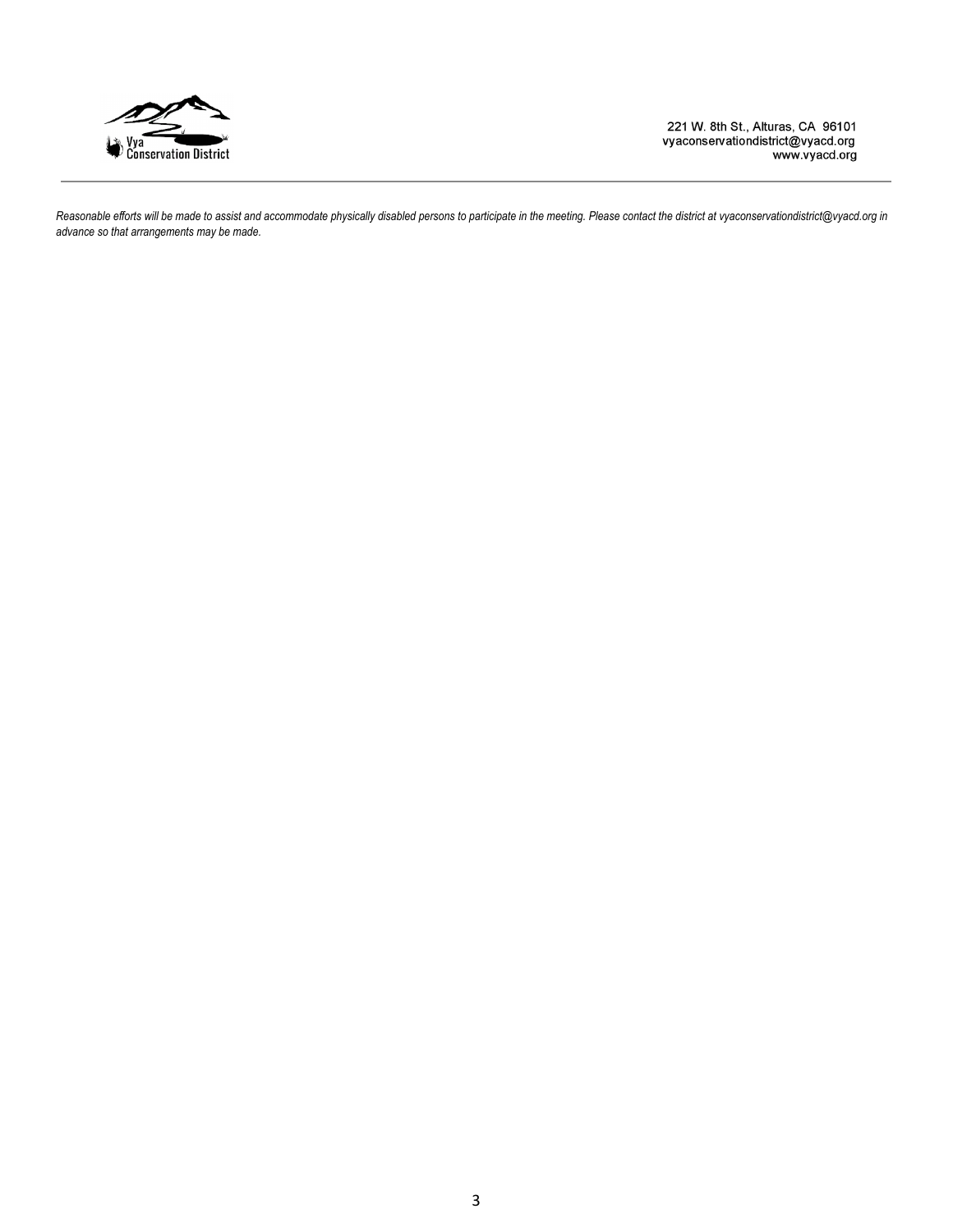*Reasonable efforts will be made to assist and accommodate physically disabled persons to participate in the meeting. Please contact the district at vyaconservationdistrict@vyacd.org in advance so that arrangements may be made.*